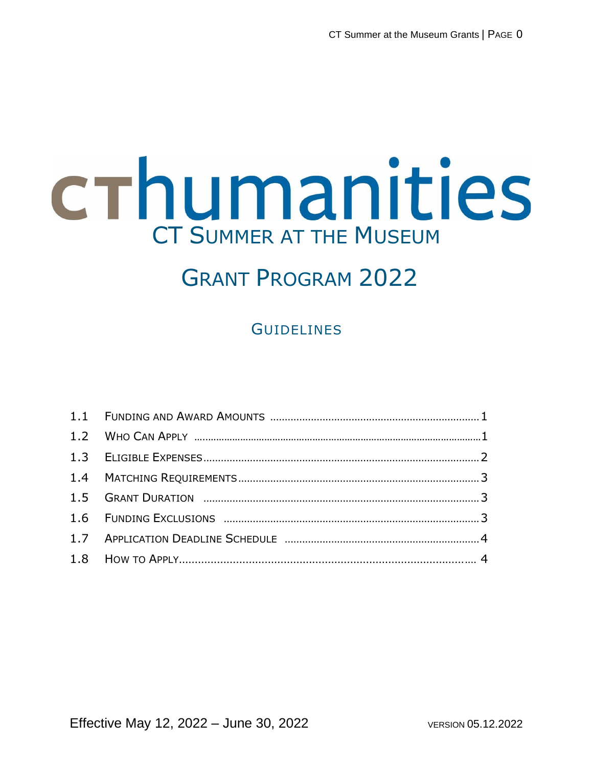# cthumanities

## CT Summer at the Museum

## Grant Program 2022

### Guidelines

| | | |
|---|---|---|
| 1.1 | Funding and Award Amounts | 1 |
| 1.2 | Who Can Apply | 1 |
| 1.3 | Eligible Expenses | 2 |
| 1.4 | Matching Requirements | 3 |
| 1.5 | Grant Duration | 3 |
| 1.6 | Funding Exclusions | 3 |
| 1.7 | Application Deadline Schedule | 4 |
| 1.8 | How to Apply | 4 |

Effective May 12, 2022 – June 30, 2022

Version 05.12.2022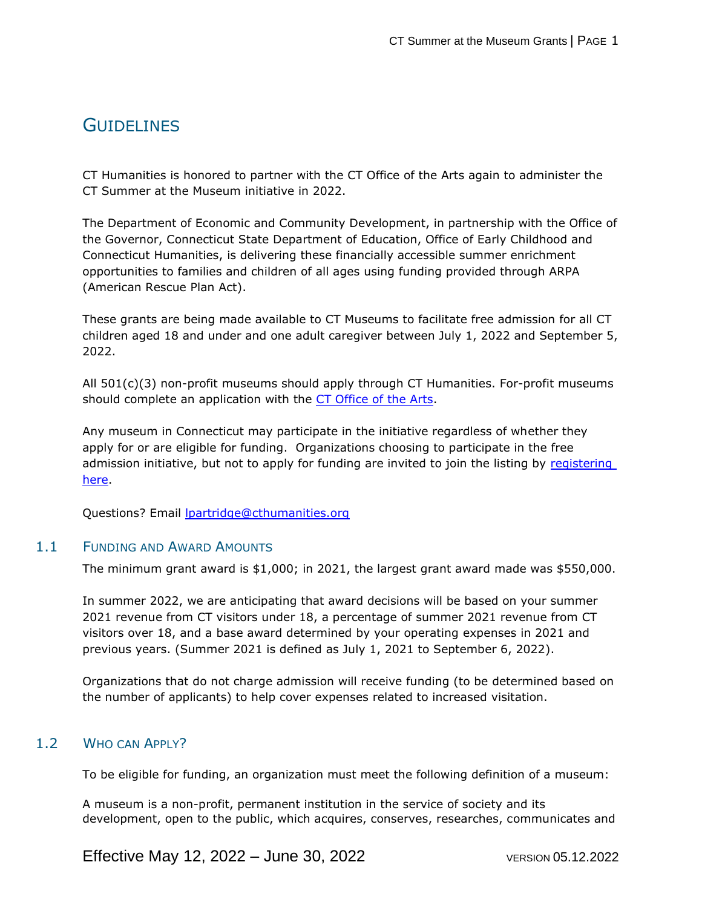# GUIDELINES

CT Humanities is honored to partner with the CT Office of the Arts again to administer the CT Summer at the Museum initiative in 2022.

The Department of Economic and Community Development, in partnership with the Office of the Governor, Connecticut State Department of Education, Office of Early Childhood and Connecticut Humanities, is delivering these financially accessible summer enrichment opportunities to families and children of all ages using funding provided through ARPA (American Rescue Plan Act).

These grants are being made available to CT Museums to facilitate free admission for all CT children aged 18 and under and one adult caregiver between July 1, 2022 and September 5, 2022.

All 501(c)(3) non-profit museums should apply through CT Humanities. For-profit museums should complete an application with the [CT Office of the Arts](#).

Any museum in Connecticut may participate in the initiative regardless of whether they apply for or are eligible for funding. Organizations choosing to participate in the free admission initiative, but not to apply for funding are invited to join the listing by [registering here](#).

Questions? Email [lpartridge@cthumanities.org](mailto:lpartridge@cthumanities.org)

## 1.1 FUNDING AND AWARD AMOUNTS

The minimum grant award is $1,000; in 2021, the largest grant award made was $550,000.

In summer 2022, we are anticipating that award decisions will be based on your summer 2021 revenue from CT visitors under 18, a percentage of summer 2021 revenue from CT visitors over 18, and a base award determined by your operating expenses in 2021 and previous years. (Summer 2021 is defined as July 1, 2021 to September 6, 2022).

Organizations that do not charge admission will receive funding (to be determined based on the number of applicants) to help cover expenses related to increased visitation.

## 1.2 WHO CAN APPLY?

To be eligible for funding, an organization must meet the following definition of a museum:

A museum is a non-profit, permanent institution in the service of society and its development, open to the public, which acquires, conserves, researches, communicates and

Effective May 12, 2022 – June 30, 2022 VERSION 05.12.2022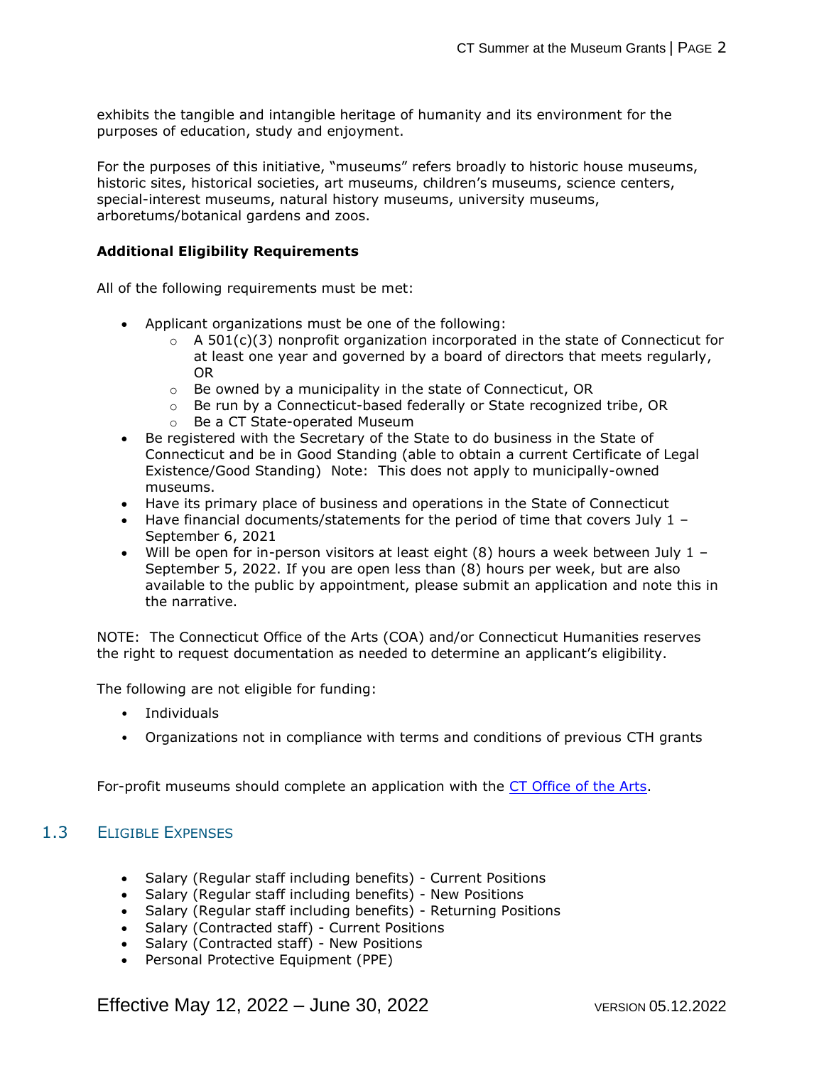exhibits the tangible and intangible heritage of humanity and its environment for the purposes of education, study and enjoyment.

For the purposes of this initiative, "museums" refers broadly to historic house museums, historic sites, historical societies, art museums, children's museums, science centers, special-interest museums, natural history museums, university museums, arboretums/botanical gardens and zoos.

**Additional Eligibility Requirements**

All of the following requirements must be met:

- Applicant organizations must be one of the following:
  - A 501(c)(3) nonprofit organization incorporated in the state of Connecticut for at least one year and governed by a board of directors that meets regularly, OR
  - Be owned by a municipality in the state of Connecticut, OR
  - Be run by a Connecticut-based federally or State recognized tribe, OR
  - Be a CT State-operated Museum
- Be registered with the Secretary of the State to do business in the State of Connecticut and be in Good Standing (able to obtain a current Certificate of Legal Existence/Good Standing) Note: This does not apply to municipally-owned museums.
- Have its primary place of business and operations in the State of Connecticut
- Have financial documents/statements for the period of time that covers July 1 – September 6, 2021
- Will be open for in-person visitors at least eight (8) hours a week between July 1 – September 5, 2022. If you are open less than (8) hours per week, but are also available to the public by appointment, please submit an application and note this in the narrative.

NOTE: The Connecticut Office of the Arts (COA) and/or Connecticut Humanities reserves the right to request documentation as needed to determine an applicant's eligibility.

The following are not eligible for funding:

- Individuals
- Organizations not in compliance with terms and conditions of previous CTH grants

For-profit museums should complete an application with the CT Office of the Arts.

## 1.3 Eligible Expenses

- Salary (Regular staff including benefits) - Current Positions
- Salary (Regular staff including benefits) - New Positions
- Salary (Regular staff including benefits) - Returning Positions
- Salary (Contracted staff) - Current Positions
- Salary (Contracted staff) - New Positions
- Personal Protective Equipment (PPE)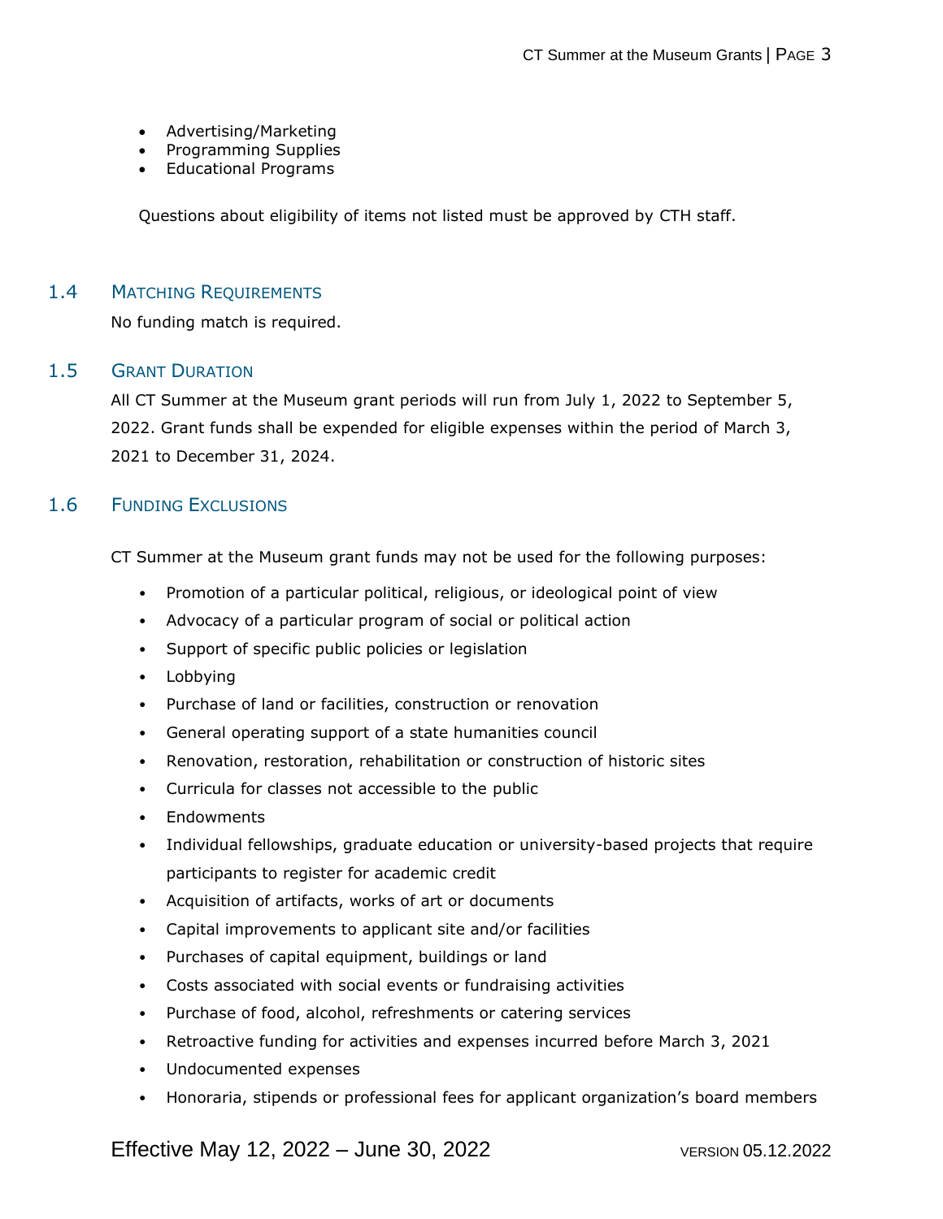- Advertising/Marketing
- Programming Supplies
- Educational Programs

Questions about eligibility of items not listed must be approved by CTH staff.

## 1.4 Matching Requirements

No funding match is required.

## 1.5 Grant Duration

All CT Summer at the Museum grant periods will run from July 1, 2022 to September 5, 2022. Grant funds shall be expended for eligible expenses within the period of March 3, 2021 to December 31, 2024.

## 1.6 Funding Exclusions

CT Summer at the Museum grant funds may not be used for the following purposes:

- Promotion of a particular political, religious, or ideological point of view
- Advocacy of a particular program of social or political action
- Support of specific public policies or legislation
- Lobbying
- Purchase of land or facilities, construction or renovation
- General operating support of a state humanities council
- Renovation, restoration, rehabilitation or construction of historic sites
- Curricula for classes not accessible to the public
- Endowments
- Individual fellowships, graduate education or university-based projects that require participants to register for academic credit
- Acquisition of artifacts, works of art or documents
- Capital improvements to applicant site and/or facilities
- Purchases of capital equipment, buildings or land
- Costs associated with social events or fundraising activities
- Purchase of food, alcohol, refreshments or catering services
- Retroactive funding for activities and expenses incurred before March 3, 2021
- Undocumented expenses
- Honoraria, stipends or professional fees for applicant organization's board members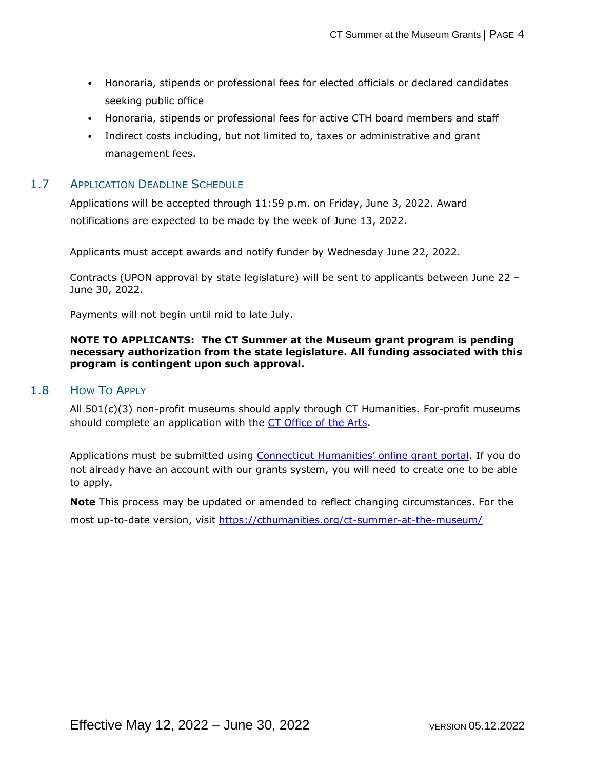- Honoraria, stipends or professional fees for elected officials or declared candidates seeking public office
- Honoraria, stipends or professional fees for active CTH board members and staff
- Indirect costs including, but not limited to, taxes or administrative and grant management fees.

## 1.7 Application Deadline Schedule

Applications will be accepted through 11:59 p.m. on Friday, June 3, 2022. Award notifications are expected to be made by the week of June 13, 2022.

Applicants must accept awards and notify funder by Wednesday June 22, 2022.

Contracts (UPON approval by state legislature) will be sent to applicants between June 22 – June 30, 2022.

Payments will not begin until mid to late July.

**NOTE TO APPLICANTS: The CT Summer at the Museum grant program is pending necessary authorization from the state legislature. All funding associated with this program is contingent upon such approval.**

## 1.8 How To Apply

All 501(c)(3) non-profit museums should apply through CT Humanities. For-profit museums should complete an application with the CT Office of the Arts.

Applications must be submitted using Connecticut Humanities' online grant portal. If you do not already have an account with our grants system, you will need to create one to be able to apply.

**Note** This process may be updated or amended to reflect changing circumstances. For the most up-to-date version, visit https://cthumanities.org/ct-summer-at-the-museum/

Effective May 12, 2022 – June 30, 2022 VERSION 05.12.2022